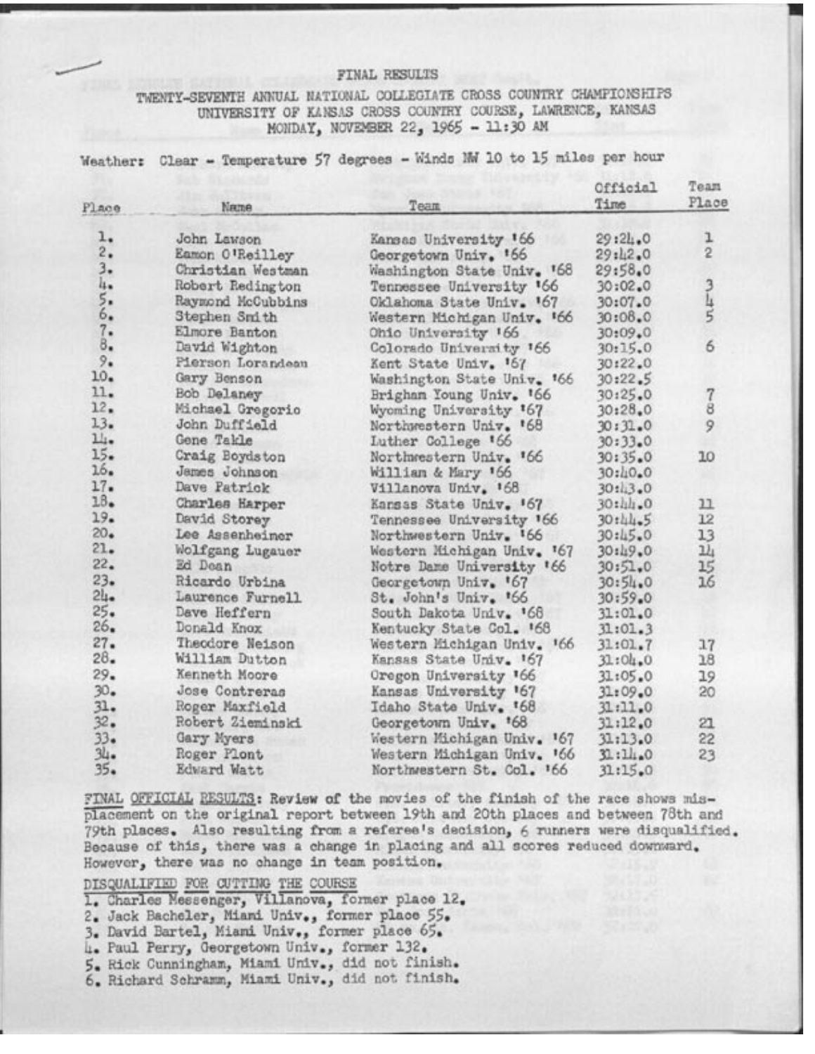FINAL RESULTS

TWENTY-SEVENTH ANNUAL NATIONAL COLLEGIATE CROSS COUNTRY CHAMPIONSHIPS

UNIVERSITY OF KANSAS CROSS COUNTRY COURSE, LAWRENCE, KANSAS

MONDAY, NOVEMBER 22, 1965 - 11:30 AM

Weather: Clear - Temperature 57 degrees - Winds NW 10 to 15 miles per hour

| Place | Name | Team | Official Time | Team Place |
|---|---|---|---|---|
| 1. | John Lawson | Kansas University '66 | 29:24.0 | 1 |
| 2. | Eamon O'Reilley | Georgetown Univ. '66 | 29:42.0 | 2 |
| 3. | Christian Westman | Washington State Univ. '68 | 29:58.0 | |
| 4. | Robert Redington | Tennessee University '66 | 30:02.0 | 3 |
| 5. | Raymond McCubbins | Oklahoma State Univ. '67 | 30:07.0 | 4 |
| 6. | Stephen Smith | Western Michigan Univ. '66 | 30:08.0 | 5 |
| 7. | Elmore Banton | Ohio University '66 | 30:09.0 | |
| 8. | David Wighton | Colorado University '66 | 30:15.0 | 6 |
| 9. | Pierson Lorandeau | Kent State Univ. '67 | 30:22.0 | |
| 10. | Gary Benson | Washington State Univ. '66 | 30:22.5 | |
| 11. | Bob Delaney | Brigham Young Univ. '66 | 30:25.0 | 7 |
| 12. | Michael Gregorio | Wyoming University '67 | 30:28.0 | 8 |
| 13. | John Duffield | Northwestern Univ. '68 | 30:31.0 | 9 |
| 14. | Gene Takle | Luther College '66 | 30:33.0 | |
| 15. | Craig Boydston | Northwestern Univ. '66 | 30:35.0 | 10 |
| 16. | James Johnson | William & Mary '66 | 30:40.0 | |
| 17. | Dave Patrick | Villanova Univ. '68 | 30:43.0 | |
| 18. | Charles Harper | Kansas State Univ. '67 | 30:44.0 | 11 |
| 19. | David Storey | Tennessee University '66 | 30:44.5 | 12 |
| 20. | Lee Assenheimer | Northwestern Univ. '66 | 30:45.0 | 13 |
| 21. | Wolfgang Lugauer | Western Michigan Univ. '67 | 30:49.0 | 14 |
| 22. | Ed Dean | Notre Dame University '66 | 30:51.0 | 15 |
| 23. | Ricardo Urbina | Georgetown Univ. '67 | 30:54.0 | 16 |
| 24. | Laurence Furnell | St. John's Univ. '66 | 30:59.0 | |
| 25. | Dave Heffern | South Dakota Univ. '68 | 31:01.0 | |
| 26. | Donald Knox | Kentucky State Col. '68 | 31:01.3 | |
| 27. | Theodore Neison | Western Michigan Univ. '66 | 31:01.7 | 17 |
| 28. | William Dutton | Kansas State Univ. '67 | 31:04.0 | 18 |
| 29. | Kenneth Moore | Oregon University '66 | 31:05.0 | 19 |
| 30. | Jose Contreras | Kansas University '67 | 31:09.0 | 20 |
| 31. | Roger Maxfield | Idaho State Univ. '68 | 31:11.0 | |
| 32. | Robert Zieminski | Georgetown Univ. '68 | 31:12.0 | 21 |
| 33. | Gary Myers | Western Michigan Univ. '67 | 31:13.0 | 22 |
| 34. | Roger Plont | Western Michigan Univ. '66 | 31:14.0 | 23 |
| 35. | Edward Watt | Northwestern St. Col. '66 | 31:15.0 | |

FINAL OFFICIAL RESULTS: Review of the movies of the finish of the race shows misplacement on the original report between 19th and 20th places and between 78th and 79th places. Also resulting from a referee's decision, 6 runners were disqualified. Because of this, there was a change in placing and all scores reduced downward. However, there was no change in team position.

DISQUALIFIED FOR CUTTING THE COURSE

1. Charles Messenger, Villanova, former place 12.
2. Jack Bacheler, Miami Univ., former place 55.
3. David Bartel, Miami Univ., former place 65.
4. Paul Perry, Georgetown Univ., former 132.
5. Rick Cunningham, Miami Univ., did not finish.
6. Richard Schramm, Miami Univ., did not finish.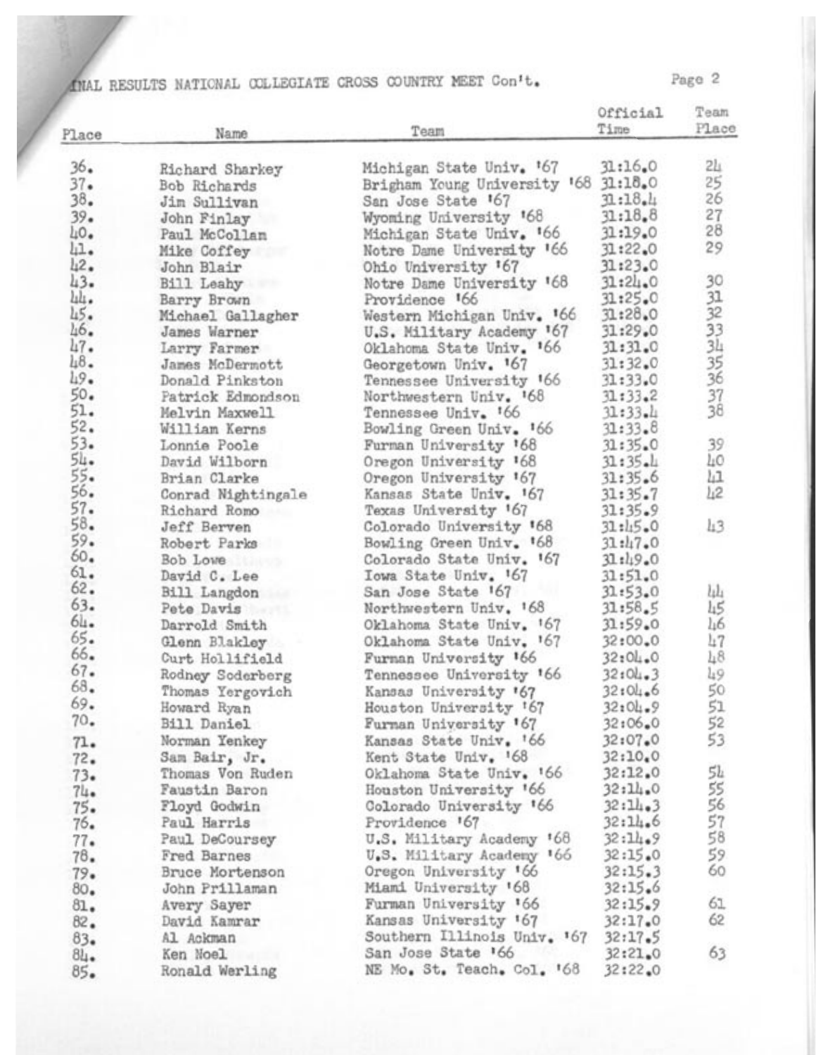# FINAL RESULTS NATIONAL COLLEGIATE CROSS COUNTRY MEET Con't.

| Place | Name | Team | Official Time | Team Place |
|---|---|---|---|---|
| 36. | Richard Sharkey | Michigan State Univ. '67 | 31:16.0 | 24 |
| 37. | Bob Richards | Brigham Young University '68 | 31:18.0 | 25 |
| 38. | Jim Sullivan | San Jose State '67 | 31:18.4 | 26 |
| 39. | John Finlay | Wyoming University '68 | 31:18.8 | 27 |
| 40. | Paul McCollan | Michigan State Univ. '66 | 31:19.0 | 28 |
| 41. | Mike Coffey | Notre Dame University '66 | 31:22.0 | 29 |
| 42. | John Blair | Ohio University '67 | 31:23.0 | |
| 43. | Bill Leahy | Notre Dame University '68 | 31:24.0 | 30 |
| 44. | Barry Brown | Providence '66 | 31:25.0 | 31 |
| 45. | Michael Gallagher | Western Michigan Univ. '66 | 31:28.0 | 32 |
| 46. | James Warner | U.S. Military Academy '67 | 31:29.0 | 33 |
| 47. | Larry Farmer | Oklahoma State Univ. '66 | 31:31.0 | 34 |
| 48. | James McDermott | Georgetown Univ. '67 | 31:32.0 | 35 |
| 49. | Donald Pinkston | Tennessee University '66 | 31:33.0 | 36 |
| 50. | Patrick Edmondson | Northwestern Univ. '68 | 31:33.2 | 37 |
| 51. | Melvin Maxwell | Tennessee Univ. '66 | 31:33.4 | 38 |
| 52. | William Kerns | Bowling Green Univ. '66 | 31:33.8 | |
| 53. | Lonnie Poole | Furman University '68 | 31:35.0 | 39 |
| 54. | David Wilborn | Oregon University '68 | 31:35.4 | 40 |
| 55. | Brian Clarke | Oregon University '67 | 31:35.6 | 41 |
| 56. | Conrad Nightingale | Kansas State Univ. '67 | 31:35.7 | 42 |
| 57. | Richard Romo | Texas University '67 | 31:35.9 | |
| 58. | Jeff Berven | Colorado University '68 | 31:45.0 | 43 |
| 59. | Robert Parks | Bowling Green Univ. '68 | 31:47.0 | |
| 60. | Bob Lowe | Colorado State Univ. '67 | 31:49.0 | |
| 61. | David C. Lee | Iowa State Univ. '67 | 31:51.0 | |
| 62. | Bill Langdon | San Jose State '67 | 31:53.0 | 44 |
| 63. | Pete Davis | Northwestern Univ. '68 | 31:58.5 | 45 |
| 64. | Darrold Smith | Oklahoma State Univ. '67 | 31:59.0 | 46 |
| 65. | Glenn Blakley | Oklahoma State Univ. '67 | 32:00.0 | 47 |
| 66. | Curt Hollifield | Furman University '66 | 32:04.0 | 48 |
| 67. | Rodney Soderberg | Tennessee University '66 | 32:04.3 | 49 |
| 68. | Thomas Yergovich | Kansas University '67 | 32:04.6 | 50 |
| 69. | Howard Ryan | Houston University '67 | 32:04.9 | 51 |
| 70. | Bill Daniel | Furman University '67 | 32:06.0 | 52 |
| 71. | Norman Yenkey | Kansas State Univ. '66 | 32:07.0 | 53 |
| 72. | Sam Bair, Jr. | Kent State Univ. '68 | 32:10.0 | |
| 73. | Thomas Von Ruden | Oklahoma State Univ. '66 | 32:12.0 | 54 |
| 74. | Faustin Baron | Houston University '66 | 32:14.0 | 55 |
| 75. | Floyd Godwin | Colorado University '66 | 32:14.3 | 56 |
| 76. | Paul Harris | Providence '67 | 32:14.6 | 57 |
| 77. | Paul DeCoursey | U.S. Military Academy '68 | 32:14.9 | 58 |
| 78. | Fred Barnes | U.S. Military Academy '66 | 32:15.0 | 59 |
| 79. | Bruce Mortenson | Oregon University '66 | 32:15.3 | 60 |
| 80. | John Prillaman | Miami University '68 | 32:15.6 | |
| 81. | Avery Sayer | Furman University '66 | 32:15.9 | 61 |
| 82. | David Kamrar | Kansas University '67 | 32:17.0 | 62 |
| 83. | Al Ackman | Southern Illinois Univ. '67 | 32:17.5 | |
| 84. | Ken Noel | San Jose State '66 | 32:21.0 | 63 |
| 85. | Ronald Werling | NE Mo. St. Teach. Col. '68 | 32:22.0 | |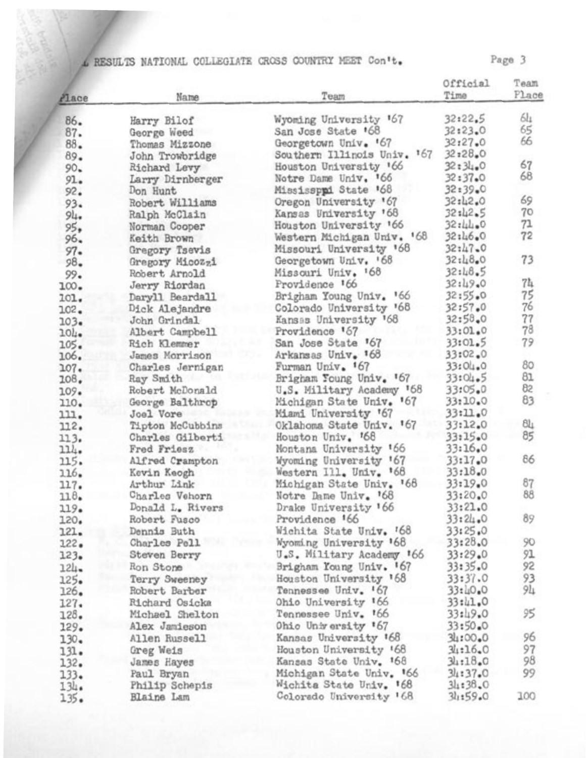L RESULTS NATIONAL COLLEGIATE CROSS COUNTRY MEET Con't.

| Place | Name | Team | Official Time | Team Place |
|---|---|---|---|---|
| 86. | Harry Bilof | Wyoming University '67 | 32:22.5 | 64 |
| 87. | George Weed | San Jose State '68 | 32:23.0 | 65 |
| 88. | Thomas Mizzone | Georgetown Univ. '67 | 32:27.0 | 66 |
| 89. | John Trowbridge | Southern Illinois Univ. '67 | 32:28.0 | |
| 90. | Richard Levy | Houston University '66 | 32:34.0 | 67 |
| 91. | Larry Dirnberger | Notre Dame Univ. '66 | 32:37.0 | 68 |
| 92. | Don Hunt | Mississppi State '68 | 32:39.0 | |
| 93. | Robert Williams | Oregon University '67 | 32:42.0 | 69 |
| 94. | Ralph McClain | Kansas University '68 | 32:42.5 | 70 |
| 95. | Norman Cooper | Houston University '66 | 32:44.0 | 71 |
| 96. | Keith Brown | Western Michigan Univ. '68 | 32:46.0 | 72 |
| 97. | Gregory Tsevis | Missouri University '68 | 32:47.0 | |
| 98. | Gregory Micozzi | Georgetown Univ. '68 | 32:48.0 | 73 |
| 99. | Robert Arnold | Missouri Univ. '68 | 32:48.5 | |
| 100. | Jerry Riordan | Providence '66 | 32:49.0 | 74 |
| 101. | Daryll Beardall | Brigham Young Univ. '66 | 32:55.0 | 75 |
| 102. | Dick Alejandre | Colorado University '68 | 32:57.0 | 76 |
| 103. | John Grindal | Kansas University '68 | 32:58.0 | 77 |
| 104. | Albert Campbell | Providence '67 | 33:01.0 | 78 |
| 105. | Rich Klemmer | San Jose State '67 | 33:01.5 | 79 |
| 106. | James Morrison | Arkansas Univ. '68 | 33:02.0 | |
| 107. | Charles Jernigan | Furman Univ. '67 | 33:04.0 | 80 |
| 108. | Ray Smith | Brigham Young Univ. '67 | 33:04.5 | 81 |
| 109. | Robert McDonald | U.S. Military Academy '68 | 33:05.0 | 82 |
| 110. | George Balthrop | Michigan State Univ. '67 | 33:10.0 | 83 |
| 111. | Joel Vore | Miami University '67 | 33:11.0 | |
| 112. | Tipton McCubbins | Oklahoma State Univ. '67 | 33:12.0 | 84 |
| 113. | Charles Gilberti | Houston Univ. '68 | 33:15.0 | 85 |
| 114. | Fred Friesz | Montana University '66 | 33:16.0 | |
| 115. | Alfred Crampton | Wyoming University '67 | 33:17.0 | 86 |
| 116. | Kevin Keogh | Western Ill. Univ. '68 | 33:18.0 | |
| 117. | Arthur Link | Michigan State Univ. '68 | 33:19.0 | 87 |
| 118. | Charles Vehorn | Notre Dame Univ. '68 | 33:20.0 | 88 |
| 119. | Donald L. Rivers | Drake University '66 | 33:21.0 | |
| 120. | Robert Fusco | Providence '66 | 33:24.0 | 89 |
| 121. | Dennis Buth | Wichita State Univ. '68 | 33:25.0 | |
| 122. | Charles Pell | Wyoming University '68 | 33:28.0 | 90 |
| 123. | Steven Berry | U.S. Military Academy '66 | 33:29.0 | 91 |
| 124. | Ron Stone | Brigham Young Univ. '67 | 33:35.0 | 92 |
| 125. | Terry Sweeney | Houston University '68 | 33:37.0 | 93 |
| 126. | Robert Barber | Tennessee Univ. '67 | 33:40.0 | 94 |
| 127. | Richard Osicka | Ohio University '66 | 33:41.0 | |
| 128. | Michael Shelton | Tennessee Univ. '66 | 33:49.0 | 95 |
| 129. | Alex Jamieson | Ohio University '67 | 33:50.0 | |
| 130. | Allen Russell | Kansas University '68 | 34:00.0 | 96 |
| 131. | Greg Weis | Houston University '68 | 34:16.0 | 97 |
| 132. | James Hayes | Kansas State Univ. '68 | 34:18.0 | 98 |
| 133. | Paul Bryan | Michigan State Univ. '66 | 34:37.0 | 99 |
| 134. | Philip Schepis | Wichita State Univ. '68 | 34:38.0 | |
| 135. | Blaine Lam | Colorado University '68 | 34:59.0 | 100 |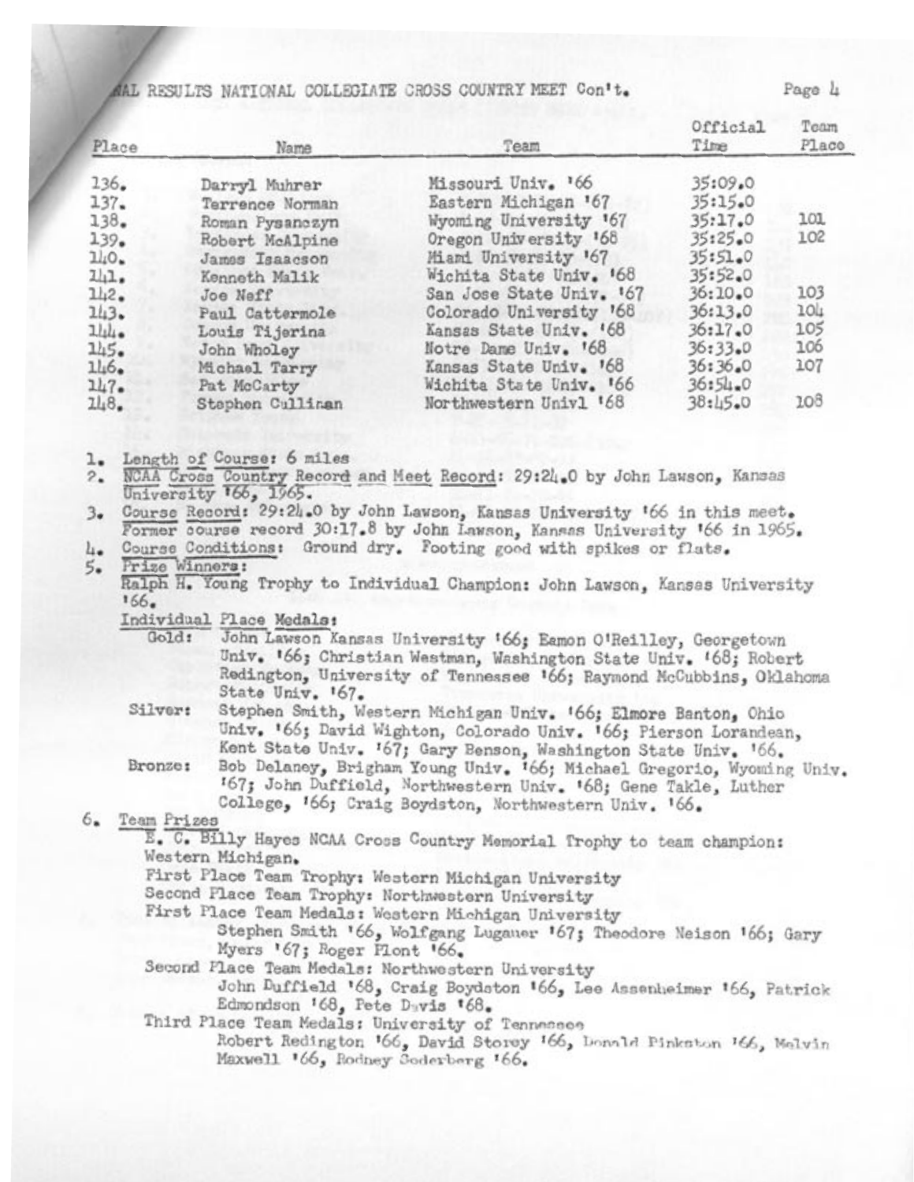## FINAL RESULTS NATIONAL COLLEGIATE CROSS COUNTRY MEET Con't.

| Place | Name | Team | Official Time | Team Place |
|---|---|---|---|---|
| 136. | Darryl Muhrer | Missouri Univ. '66 | 35:09.0 | |
| 137. | Terrence Norman | Eastern Michigan '67 | 35:15.0 | |
| 138. | Roman Pysanczyn | Wyoming University '67 | 35:17.0 | 101 |
| 139. | Robert McAlpine | Oregon University '68 | 35:25.0 | 102 |
| 140. | James Isaacson | Miami University '67 | 35:51.0 | |
| 141. | Kenneth Malik | Wichita State Univ. '68 | 35:52.0 | |
| 142. | Joe Neff | San Jose State Univ. '67 | 36:10.0 | 103 |
| 143. | Paul Cattermole | Colorado University '68 | 36:13.0 | 104 |
| 144. | Louis Tijerina | Kansas State Univ. '68 | 36:17.0 | 105 |
| 145. | John Wholey | Notre Dame Univ. '68 | 36:33.0 | 106 |
| 146. | Michael Tarry | Kansas State Univ. '68 | 36:36.0 | 107 |
| 147. | Pat McCarty | Wichita State Univ. '66 | 36:54.0 | |
| 148. | Stephen Cullinan | Northwestern Univl '68 | 38:45.0 | 108 |

1. Length of Course: 6 miles
2. NCAA Cross Country Record and Meet Record: 29:24.0 by John Lawson, Kansas University '66, 1965.
3. Course Record: 29:24.0 by John Lawson, Kansas University '66 in this meet. Former course record 30:17.8 by John Lawson, Kansas University '66 in 1965.
4. Course Conditions: Ground dry. Footing good with spikes or flats.
5. Prize Winners:

   Ralph H. Young Trophy to Individual Champion: John Lawson, Kansas University '66.

   Individual Place Medals:

   Gold: John Lawson Kansas University '66; Eamon O'Reilley, Georgetown Univ. '66; Christian Westman, Washington State Univ. '68; Robert Redington, University of Tennessee '66; Raymond McCubbins, Oklahoma State Univ. '67.

   Silver: Stephen Smith, Western Michigan Univ. '66; Elmore Banton, Ohio Univ. '66; David Wighton, Colorado Univ. '66; Pierson Lorandean, Kent State Univ. '67; Gary Benson, Washington State Univ. '66.

   Bronze: Bob Delaney, Brigham Young Univ. '66; Michael Gregorio, Wyoming Univ. '67; John Duffield, Northwestern Univ. '68; Gene Takle, Luther College, '66; Craig Boydston, Northwestern Univ. '66.

6. Team Prizes

   E. C. Billy Hayes NCAA Cross Country Memorial Trophy to team champion: Western Michigan.

   First Place Team Trophy: Western Michigan University

   Second Place Team Trophy: Northwestern University

   First Place Team Medals: Western Michigan University
   Stephen Smith '66, Wolfgang Lugauer '67; Theodore Neison '66; Gary Myers '67; Roger Flont '66.

   Second Place Team Medals: Northwestern University
   John Duffield '68, Craig Boydston '66, Lee Assenheimer '66, Patrick Edmondson '68, Pete Davis '68.

   Third Place Team Medals: University of Tennessee
   Robert Redington '66, David Storey '66, Donald Pinkston '66, Melvin Maxwell '66, Rodney Soderberg '66.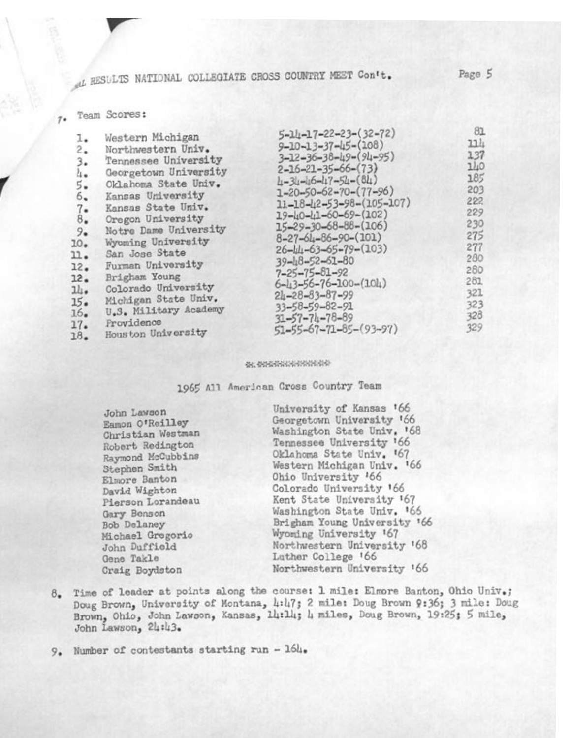...L RESULTS NATIONAL COLLEGIATE CROSS COUNTRY MEET Con't.

7. Team Scores:

| | | | |
|---|---|---|---|
| 1. | Western Michigan | 5-14-17-22-23-(32-72) | 81 |
| 2. | Northwestern Univ. | 9-10-13-37-45-(108) | 114 |
| 3. | Tennessee University | 3-12-36-38-49-(94-95) | 137 |
| 4. | Georgetown University | 2-16-21-35-66-(73) | 140 |
| 5. | Oklahoma State Univ. | 4-34-46-47-54-(84) | 185 |
| 6. | Kansas University | 1-20-50-62-70-(77-96) | 203 |
| 7. | Kansas State Univ. | 11-18-42-53-98-(105-107) | 222 |
| 8. | Oregon University | 19-40-41-60-69-(102) | 229 |
| 9. | Notre Dame University | 15-29-30-68-88-(106) | 230 |
| 10. | Wyoming University | 8-27-64-86-90-(101) | 275 |
| 11. | San Jose State | 26-44-63-65-79-(103) | 277 |
| 12. | Furman University | 39-48-52-61-80 | 280 |
| 12. | Brigham Young | 7-25-75-81-92 | 280 |
| 14. | Colorado University | 6-43-56-76-100-(104) | 281 |
| 15. | Michigan State Univ. | 24-28-83-87-99 | 321 |
| 16. | U.S. Military Academy | 33-58-59-82-91 | 323 |
| 17. | Providence | 31-57-74-78-89 | 328 |
| 18. | Houston University | 51-55-67-71-85-(93-97) | 329 |

\*\*\*\*\*\*\*\*\*\*\*\*\*

## 1965 All American Cross Country Team

| | |
|---|---|
| John Lawson | University of Kansas '66 |
| Eamon O'Reilley | Georgetown University '66 |
| Christian Westman | Washington State Univ. '68 |
| Robert Redington | Tennessee University '66 |
| Raymond McCubbins | Oklahoma State Univ. '67 |
| Stephen Smith | Western Michigan Univ. '66 |
| Elmore Banton | Ohio University '66 |
| David Wighton | Colorado University '66 |
| Pierson Lorandeau | Kent State University '67 |
| Gary Benson | Washington State Univ. '66 |
| Bob Delaney | Brigham Young University '66 |
| Michael Gregorio | Wyoming University '67 |
| John Duffield | Northwestern University '68 |
| Gene Takle | Luther College '66 |
| Craig Boydston | Northwestern University '66 |

8. Time of leader at points along the course: 1 mile: Elmore Banton, Ohio Univ.; Doug Brown, University of Montana, 4:47; 2 mile: Doug Brown 9:36; 3 mile: Doug Brown, Ohio, John Lawson, Kansas, 14:14; 4 miles, Doug Brown, 19:25; 5 mile, John Lawson, 24:43.

9. Number of contestants starting run - 164.